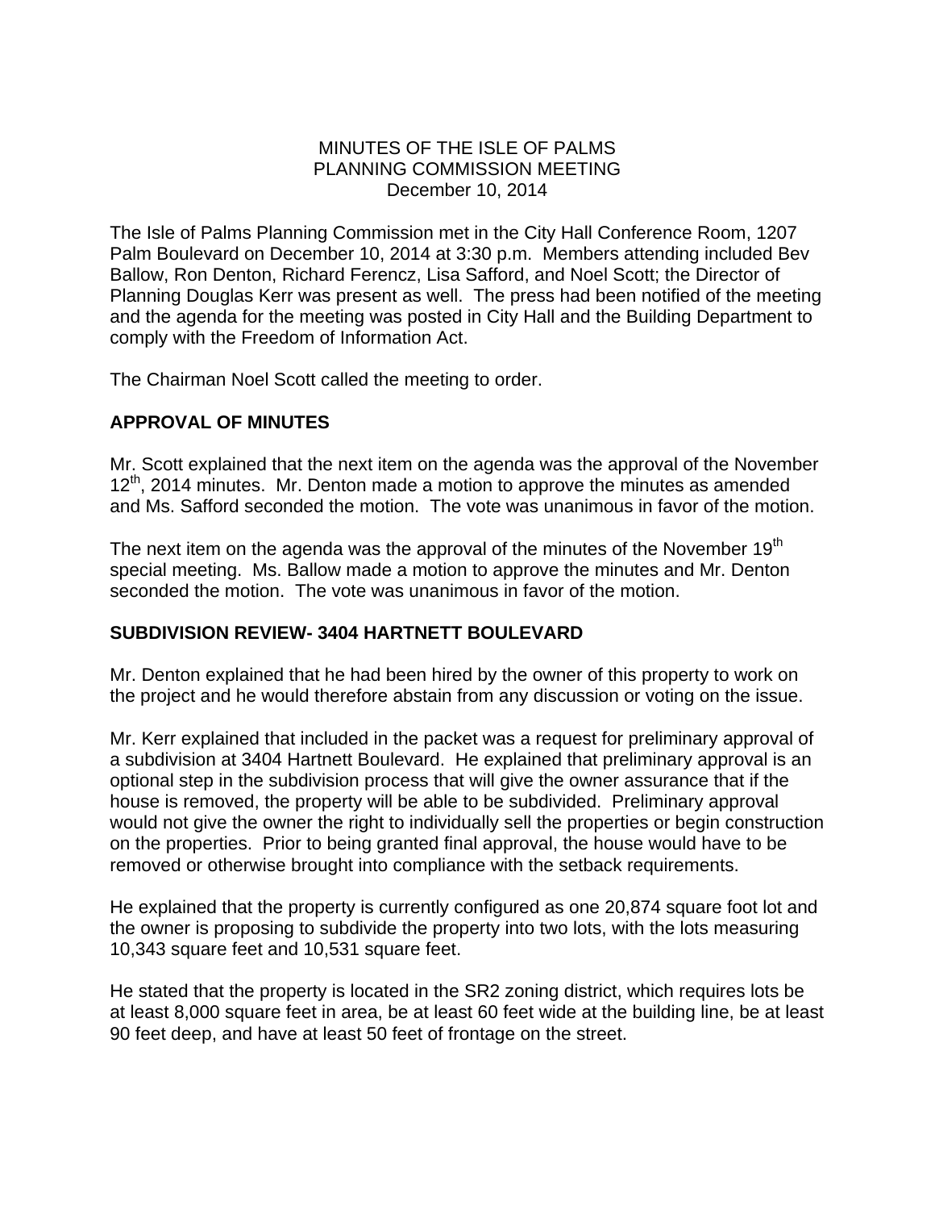# MINUTES OF THE ISLE OF PALMS PLANNING COMMISSION MEETING

December 10, 2014

The Isle of Palms Planning Commission met in the City Hall Conference Room, 1207 Palm Boulevard on December 10, 2014 at 3:30 p.m. Members attending included Bev Ballow, Ron Denton, Richard Ferencz, Lisa Safford, and Noel Scott; the Director of Planning Douglas Kerr was present as well. The press had been notified of the meeting and the agenda for the meeting was posted in City Hall and the Building Department to comply with the Freedom of Information Act.

The Chairman Noel Scott called the meeting to order.

## APPROVAL OF MINUTES

Mr. Scott explained that the next item on the agenda was the approval of the November 12th, 2014 minutes. Mr. Denton made a motion to approve the minutes as amended and Ms. Safford seconded the motion. The vote was unanimous in favor of the motion.

The next item on the agenda was the approval of the minutes of the November 19th special meeting. Ms. Ballow made a motion to approve the minutes and Mr. Denton seconded the motion. The vote was unanimous in favor of the motion.

## SUBDIVISION REVIEW- 3404 HARTNETT BOULEVARD

Mr. Denton explained that he had been hired by the owner of this property to work on the project and he would therefore abstain from any discussion or voting on the issue.

Mr. Kerr explained that included in the packet was a request for preliminary approval of a subdivision at 3404 Hartnett Boulevard. He explained that preliminary approval is an optional step in the subdivision process that will give the owner assurance that if the house is removed, the property will be able to be subdivided. Preliminary approval would not give the owner the right to individually sell the properties or begin construction on the properties. Prior to being granted final approval, the house would have to be removed or otherwise brought into compliance with the setback requirements.

He explained that the property is currently configured as one 20,874 square foot lot and the owner is proposing to subdivide the property into two lots, with the lots measuring 10,343 square feet and 10,531 square feet.

He stated that the property is located in the SR2 zoning district, which requires lots be at least 8,000 square feet in area, be at least 60 feet wide at the building line, be at least 90 feet deep, and have at least 50 feet of frontage on the street.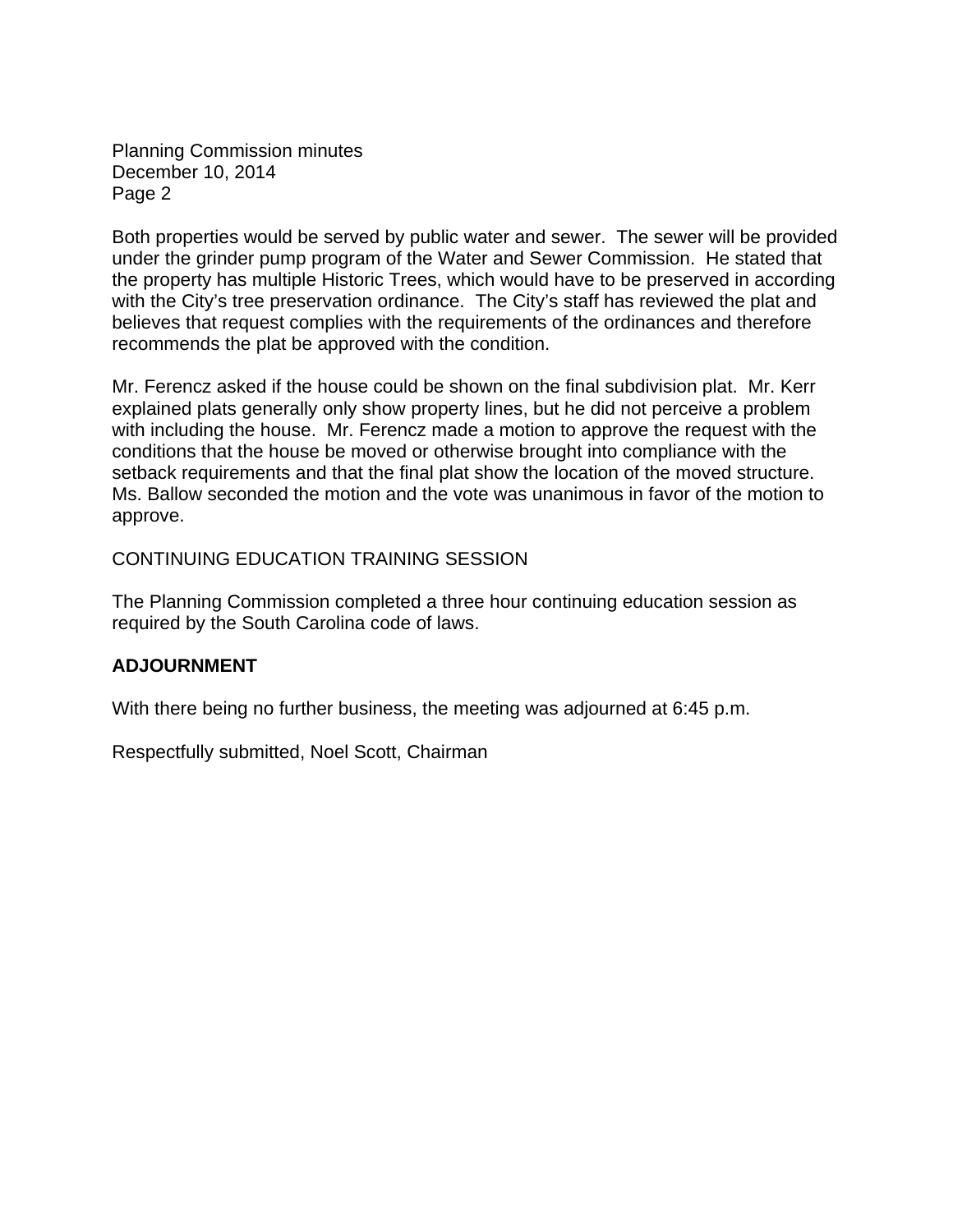Both properties would be served by public water and sewer. The sewer will be provided under the grinder pump program of the Water and Sewer Commission. He stated that the property has multiple Historic Trees, which would have to be preserved in according with the City's tree preservation ordinance. The City's staff has reviewed the plat and believes that request complies with the requirements of the ordinances and therefore recommends the plat be approved with the condition.

Mr. Ferencz asked if the house could be shown on the final subdivision plat. Mr. Kerr explained plats generally only show property lines, but he did not perceive a problem with including the house. Mr. Ferencz made a motion to approve the request with the conditions that the house be moved or otherwise brought into compliance with the setback requirements and that the final plat show the location of the moved structure. Ms. Ballow seconded the motion and the vote was unanimous in favor of the motion to approve.

CONTINUING EDUCATION TRAINING SESSION

The Planning Commission completed a three hour continuing education session as required by the South Carolina code of laws.

**ADJOURNMENT**

With there being no further business, the meeting was adjourned at 6:45 p.m.

Respectfully submitted, Noel Scott, Chairman